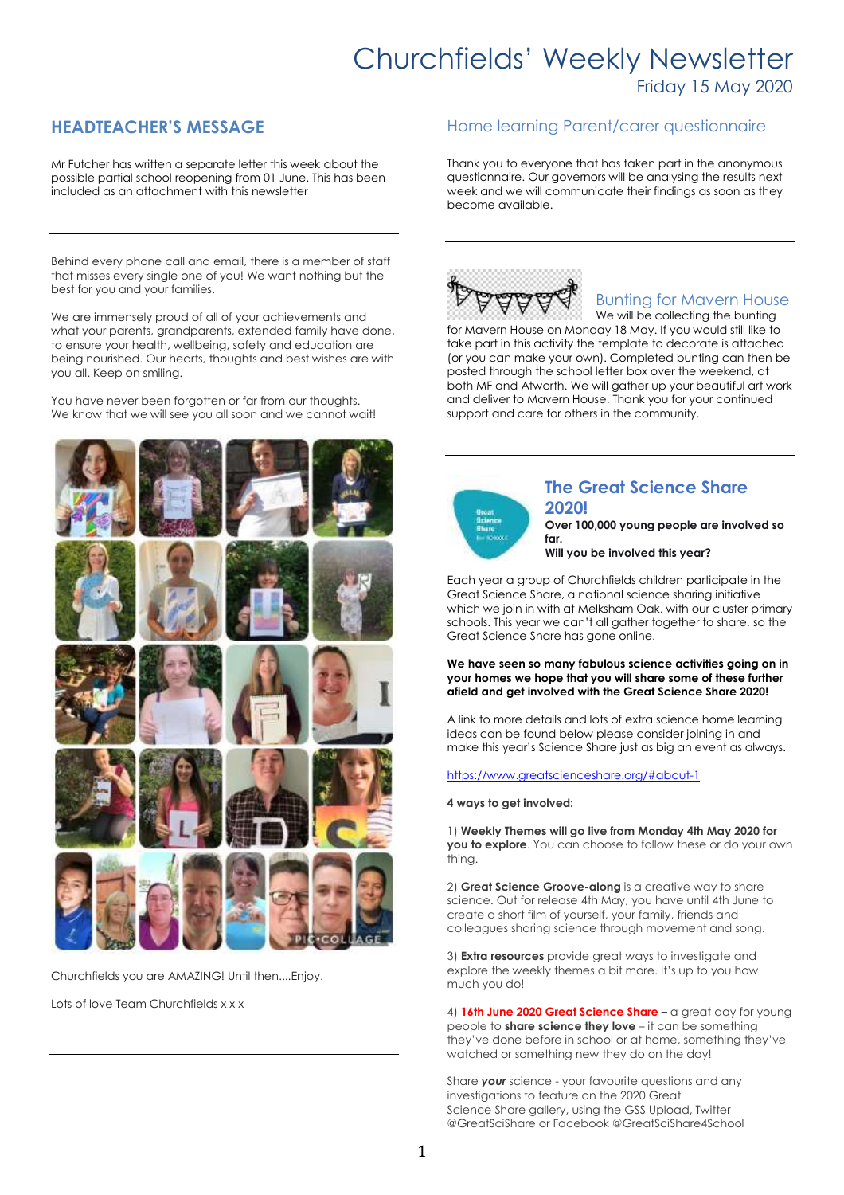# Churchfields' Weekly Newsletter

Friday 15 May 2020

## HEADTEACHER'S MESSAGE

Mr Futcher has written a separate letter this week about the possible partial school reopening from 01 June. This has been included as an attachment with this newsletter

---

Behind every phone call and email, there is a member of staff that misses every single one of you! We want nothing but the best for you and your families.

We are immensely proud of all of your achievements and what your parents, grandparents, extended family have done, to ensure your health, wellbeing, safety and education are being nourished. Our hearts, thoughts and best wishes are with you all. Keep on smiling.

You have never been forgotten or far from our thoughts. We know that we will see you all soon and we cannot wait!

Churchfields you are AMAZING! Until then....Enjoy.

Lots of love Team Churchfields x x x

---

## Home learning Parent/carer questionnaire

Thank you to everyone that has taken part in the anonymous questionnaire. Our governors will be analysing the results next week and we will communicate their findings as soon as they become available.

---

## Bunting for Mavern House

We will be collecting the bunting for Mavern House on Monday 18 May. If you would still like to take part in this activity the template to decorate is attached (or you can make your own). Completed bunting can then be posted through the school letter box over the weekend, at both MF and Atworth. We will gather up your beautiful art work and deliver to Mavern House. Thank you for your continued support and care for others in the community.

---

## The Great Science Share 2020!

**Over 100,000 young people are involved so far.**
**Will you be involved this year?**

Each year a group of Churchfields children participate in the Great Science Share, a national science sharing initiative which we join in with at Melksham Oak, with our cluster primary schools. This year we can't all gather together to share, so the Great Science Share has gone online.

**We have seen so many fabulous science activities going on in your homes we hope that you will share some of these further afield and get involved with the Great Science Share 2020!**

A link to more details and lots of extra science home learning ideas can be found below please consider joining in and make this year's Science Share just as big an event as always.

https://www.greatscienceshare.org/#about-1

**4 ways to get involved:**

1) **Weekly Themes will go live from Monday 4th May 2020 for you to explore**. You can choose to follow these or do your own thing.

2) **Great Science Groove-along** is a creative way to share science. Out for release 4th May, you have until 4th June to create a short film of yourself, your family, friends and colleagues sharing science through movement and song.

3) **Extra resources** provide great ways to investigate and explore the weekly themes a bit more. It's up to you how much you do!

4) **16th June 2020 Great Science Share –** a great day for young people to **share science they love** – it can be something they've done before in school or at home, something they've watched or something new they do on the day!

Share ***your*** science - your favourite questions and any investigations to feature on the 2020 Great Science Share gallery, using the GSS Upload, Twitter @GreatSciShare or Facebook @GreatSciShare4School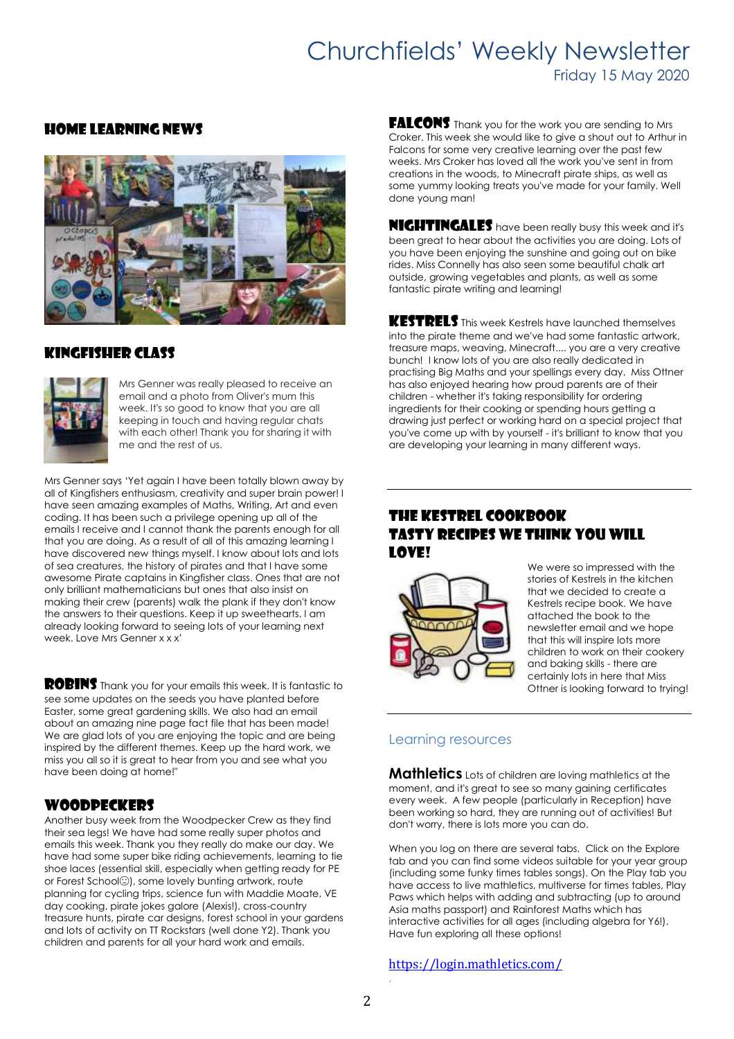# Churchfields' Weekly Newsletter

Friday 15 May 2020

## HOME LEARNING NEWS

## KINGFISHER CLASS

Mrs Genner was really pleased to receive an email and a photo from Oliver's mum this week. It's so good to know that you are all keeping in touch and having regular chats with each other! Thank you for sharing it with me and the rest of us.

Mrs Genner says 'Yet again I have been totally blown away by all of Kingfishers enthusiasm, creativity and super brain power! I have seen amazing examples of Maths, Writing, Art and even coding. It has been such a privilege opening up all of the emails I receive and I cannot thank the parents enough for all that you are doing. As a result of all of this amazing learning I have discovered new things myself. I know about lots and lots of sea creatures, the history of pirates and that I have some awesome Pirate captains in Kingfisher class. Ones that are not only brilliant mathematicians but ones that also insist on making their crew (parents) walk the plank if they don't know the answers to their questions. Keep it up sweethearts. I am already looking forward to seeing lots of your learning next week. Love Mrs Genner x x x'

**ROBINS** Thank you for your emails this week. It is fantastic to see some updates on the seeds you have planted before Easter, some great gardening skills. We also had an email about an amazing nine page fact file that has been made! We are glad lots of you are enjoying the topic and are being inspired by the different themes. Keep up the hard work, we miss you all so it is great to hear from you and see what you have been doing at home!"

## WOODPECKERS

Another busy week from the Woodpecker Crew as they find their sea legs! We have had some really super photos and emails this week. Thank you they really do make our day. We have had some super bike riding achievements, learning to tie shoe laces (essential skill, especially when getting ready for PE or Forest School☺), some lovely bunting artwork, route planning for cycling trips, science fun with Maddie Moate, VE day cooking, pirate jokes galore (Alexis!), cross-country treasure hunts, pirate car designs, forest school in your gardens and lots of activity on TT Rockstars (well done Y2). Thank you children and parents for all your hard work and emails.

**FALCONS** Thank you for the work you are sending to Mrs Croker. This week she would like to give a shout out to Arthur in Falcons for some very creative learning over the past few weeks. Mrs Croker has loved all the work you've sent in from creations in the woods, to Minecraft pirate ships, as well as some yummy looking treats you've made for your family. Well done young man!

**NIGHTINGALES** have been really busy this week and it's been great to hear about the activities you are doing. Lots of you have been enjoying the sunshine and going out on bike rides. Miss Connelly has also seen some beautiful chalk art outside, growing vegetables and plants, as well as some fantastic pirate writing and learning!

**KESTRELS** This week Kestrels have launched themselves into the pirate theme and we've had some fantastic artwork, treasure maps, weaving, Minecraft.... you are a very creative bunch! I know lots of you are also really dedicated in practising Big Maths and your spellings every day. Miss Ottner has also enjoyed hearing how proud parents are of their children - whether it's taking responsibility for ordering ingredients for their cooking or spending hours getting a drawing just perfect or working hard on a special project that you've come up with by yourself - it's brilliant to know that you are developing your learning in many different ways.

## THE KESTREL COOKBOOK TASTY RECIPES WE THINK YOU WILL LOVE!

We were so impressed with the stories of Kestrels in the kitchen that we decided to create a Kestrels recipe book. We have attached the book to the newsletter email and we hope that this will inspire lots more children to work on their cookery and baking skills - there are certainly lots in here that Miss Ottner is looking forward to trying!

### Learning resources

**Mathletics** Lots of children are loving mathletics at the moment, and it's great to see so many gaining certificates every week. A few people (particularly in Reception) have been working so hard, they are running out of activities! But don't worry, there is lots more you can do.

When you log on there are several tabs. Click on the Explore tab and you can find some videos suitable for your year group (including some funky times tables songs). On the Play tab you have access to live mathletics, multiverse for times tables, Play Paws which helps with adding and subtracting (up to around Asia maths passport) and Rainforest Maths which has interactive activities for all ages (including algebra for Y6!). Have fun exploring all these options!

https://login.mathletics.com/